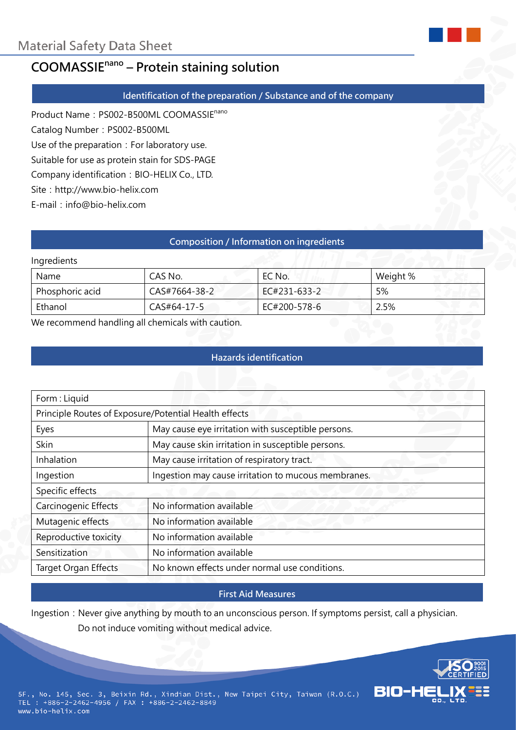Material Safety Data Sheet

# COOMASSIE$^{nano}$ – Protein staining solution

## Identification of the preparation / Substance and of the company

Product Name：PS002-B500ML COOMASSIE$^{nano}$

Catalog Number：PS002-B500ML

Use of the preparation：For laboratory use.

Suitable for use as protein stain for SDS-PAGE

Company identification：BIO-HELIX Co., LTD.

Site：http://www.bio-helix.com

E-mail：info@bio-helix.com

## Composition / Information on ingredients

Ingredients

| Name | CAS No. | EC No. | Weight % |
|---|---|---|---|
| Phosphoric acid | CAS#7664-38-2 | EC#231-633-2 | 5% |
| Ethanol | CAS#64-17-5 | EC#200-578-6 | 2.5% |

We recommend handling all chemicals with caution.

## Hazards identification

| Form : Liquid | |
|---|---|
| Principle Routes of Exposure/Potential Health effects | |
| Eyes | May cause eye irritation with susceptible persons. |
| Skin | May cause skin irritation in susceptible persons. |
| Inhalation | May cause irritation of respiratory tract. |
| Ingestion | Ingestion may cause irritation to mucous membranes. |
| Specific effects | |
| Carcinogenic Effects | No information available |
| Mutagenic effects | No information available |
| Reproductive toxicity | No information available |
| Sensitization | No information available |
| Target Organ Effects | No known effects under normal use conditions. |

## First Aid Measures

Ingestion：Never give anything by mouth to an unconscious person. If symptoms persist, call a physician. Do not induce vomiting without medical advice.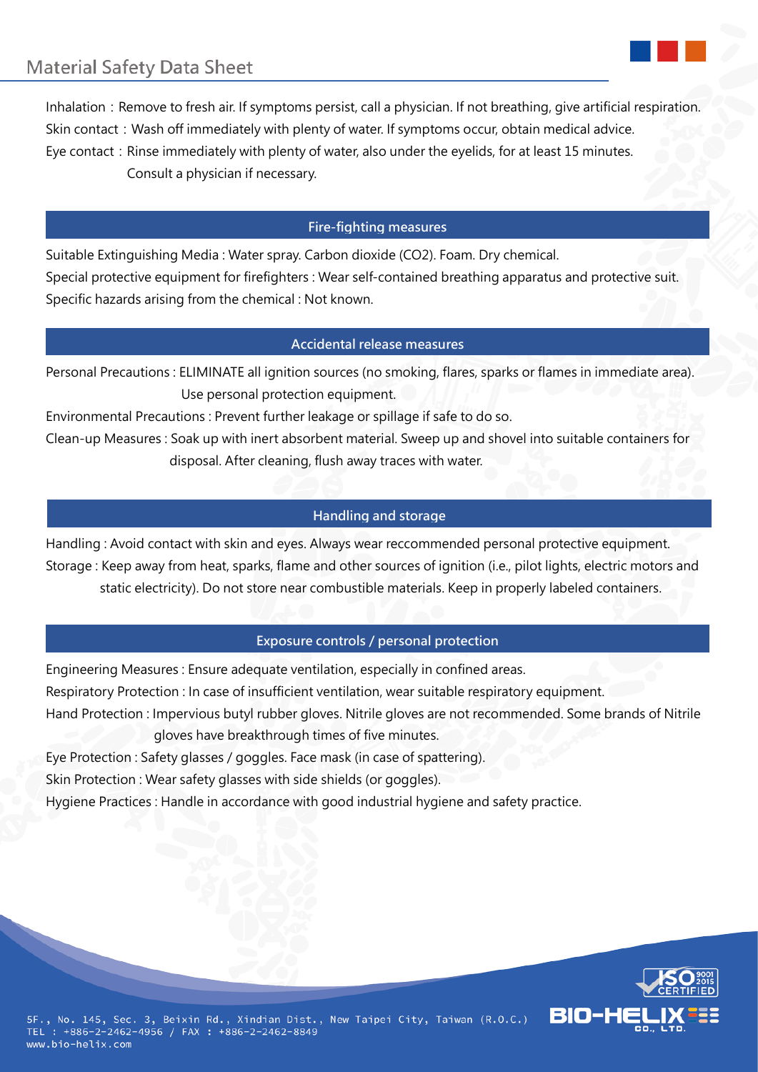Inhalation : Remove to fresh air. If symptoms persist, call a physician. If not breathing, give artificial respiration.
Skin contact : Wash off immediately with plenty of water. If symptoms occur, obtain medical advice.
Eye contact : Rinse immediately with plenty of water, also under the eyelids, for at least 15 minutes. Consult a physician if necessary.

## Fire-fighting measures

Suitable Extinguishing Media : Water spray. Carbon dioxide ($CO_2$). Foam. Dry chemical.
Special protective equipment for firefighters : Wear self-contained breathing apparatus and protective suit.
Specific hazards arising from the chemical : Not known.

## Accidental release measures

Personal Precautions : ELIMINATE all ignition sources (no smoking, flares, sparks or flames in immediate area). Use personal protection equipment.
Environmental Precautions : Prevent further leakage or spillage if safe to do so.
Clean-up Measures : Soak up with inert absorbent material. Sweep up and shovel into suitable containers for disposal. After cleaning, flush away traces with water.

## Handling and storage

Handling : Avoid contact with skin and eyes. Always wear reccommended personal protective equipment.
Storage : Keep away from heat, sparks, flame and other sources of ignition (i.e., pilot lights, electric motors and static electricity). Do not store near combustible materials. Keep in properly labeled containers.

## Exposure controls / personal protection

Engineering Measures : Ensure adequate ventilation, especially in confined areas.
Respiratory Protection : In case of insufficient ventilation, wear suitable respiratory equipment.
Hand Protection : Impervious butyl rubber gloves. Nitrile gloves are not recommended. Some brands of Nitrile gloves have breakthrough times of five minutes.
Eye Protection : Safety glasses / goggles. Face mask (in case of spattering).
Skin Protection : Wear safety glasses with side shields (or goggles).
Hygiene Practices : Handle in accordance with good industrial hygiene and safety practice.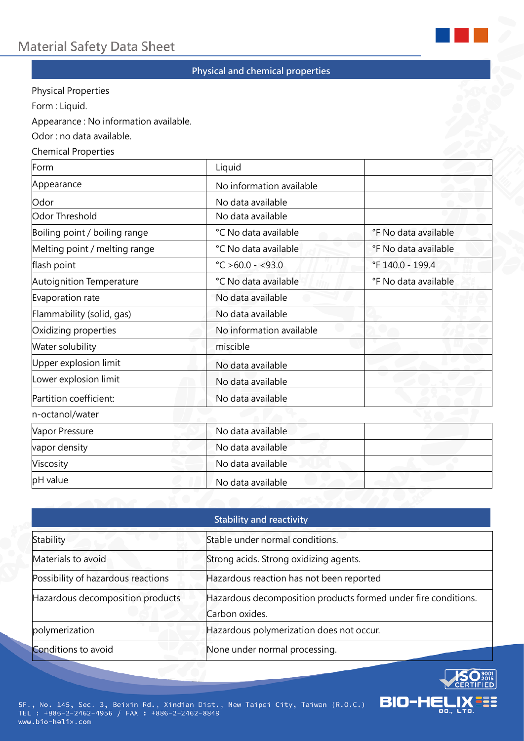## Physical and chemical properties

Physical Properties

Form : Liquid.

Appearance : No information available.

Odor : no data available.

Chemical Properties

| Form | Liquid | |
|---|---|---|
| Appearance | No information available | |
| Odor | No data available | |
| Odor Threshold | No data available | |
| Boiling point / boiling range | °C No data available | °F No data available |
| Melting point / melting range | °C No data available | °F No data available |
| flash point | °C >60.0 - <93.0 | °F 140.0 - 199.4 |
| Autoignition Temperature | °C No data available | °F No data available |
| Evaporation rate | No data available | |
| Flammability (solid, gas) | No data available | |
| Oxidizing properties | No information available | |
| Water solubility | miscible | |
| Upper explosion limit | No data available | |
| Lower explosion limit | No data available | |
| Partition coefficient: n-octanol/water | No data available | |
| Vapor Pressure | No data available | |
| vapor density | No data available | |
| Viscosity | No data available | |
| pH value | No data available | |

## Stability and reactivity

| Stability | Stable under normal conditions. |
|---|---|
| Materials to avoid | Strong acids. Strong oxidizing agents. |
| Possibility of hazardous reactions | Hazardous reaction has not been reported |
| Hazardous decomposition products | Hazardous decomposition products formed under fire conditions. Carbon oxides. |
| polymerization | Hazardous polymerization does not occur. |
| Conditions to avoid | None under normal processing. |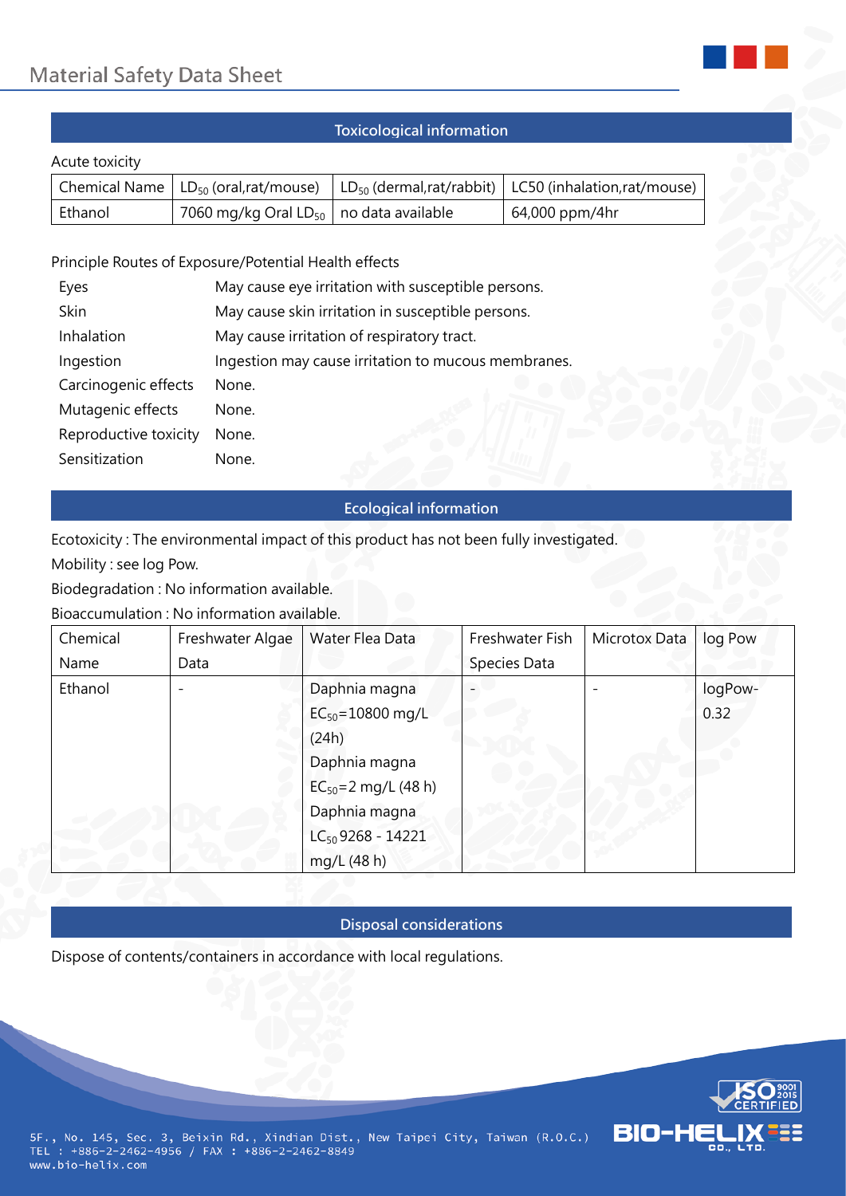## Toxicological information

Acute toxicity

| Chemical Name | $LD_{50}$ (oral,rat/mouse) | $LD_{50}$ (dermal,rat/rabbit) | LC50 (inhalation,rat/mouse) |
|---|---|---|---|
| Ethanol | 7060 mg/kg Oral $LD_{50}$ | no data available | 64,000 ppm/4hr |

Principle Routes of Exposure/Potential Health effects

| | |
|---|---|
| Eyes | May cause eye irritation with susceptible persons. |
| Skin | May cause skin irritation in susceptible persons. |
| Inhalation | May cause irritation of respiratory tract. |
| Ingestion | Ingestion may cause irritation to mucous membranes. |
| Carcinogenic effects | None. |
| Mutagenic effects | None. |
| Reproductive toxicity | None. |
| Sensitization | None. |

## Ecological information

Ecotoxicity : The environmental impact of this product has not been fully investigated.

Mobility : see log Pow.

Biodegradation : No information available.

Bioaccumulation : No information available.

| Chemical Name | Freshwater Algae Data | Water Flea Data | Freshwater Fish Species Data | Microtox Data | log Pow |
|---|---|---|---|---|---|
| Ethanol | - | Daphnia magna $EC_{50}$=10800 mg/L (24h) Daphnia magna $EC_{50}$=2 mg/L (48 h) Daphnia magna $LC_{50}$ 9268 - 14221 mg/L (48 h) | - | - | logPow-0.32 |

## Disposal considerations

Dispose of contents/containers in accordance with local regulations.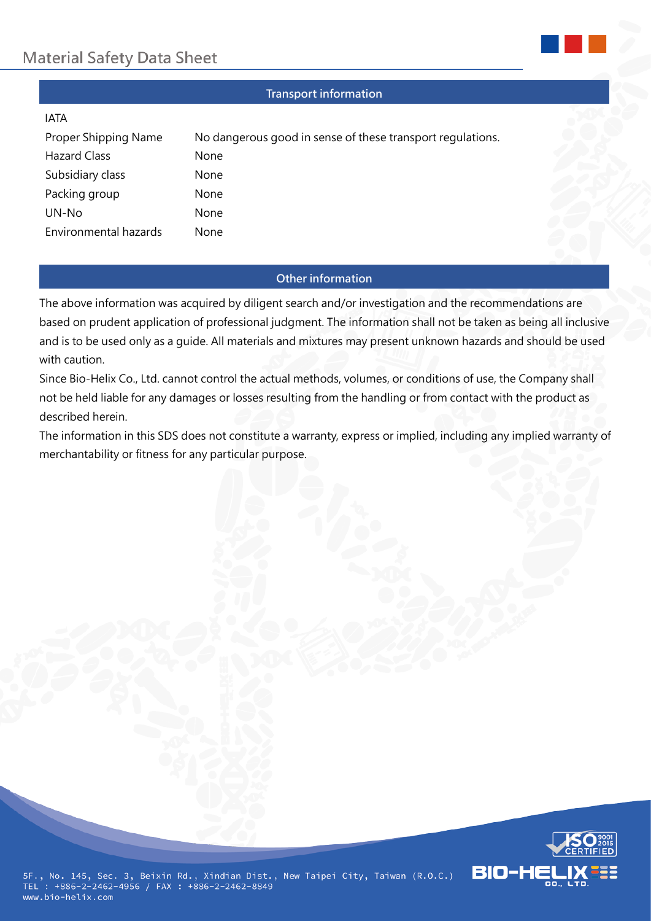## Transport information

IATA

| | |
|---|---|
| Proper Shipping Name | No dangerous good in sense of these transport regulations. |
| Hazard Class | None |
| Subsidiary class | None |
| Packing group | None |
| UN-No | None |
| Environmental hazards | None |

## Other information

The above information was acquired by diligent search and/or investigation and the recommendations are based on prudent application of professional judgment. The information shall not be taken as being all inclusive and is to be used only as a guide. All materials and mixtures may present unknown hazards and should be used with caution.

Since Bio-Helix Co., Ltd. cannot control the actual methods, volumes, or conditions of use, the Company shall not be held liable for any damages or losses resulting from the handling or from contact with the product as described herein.

The information in this SDS does not constitute a warranty, express or implied, including any implied warranty of merchantability or fitness for any particular purpose.